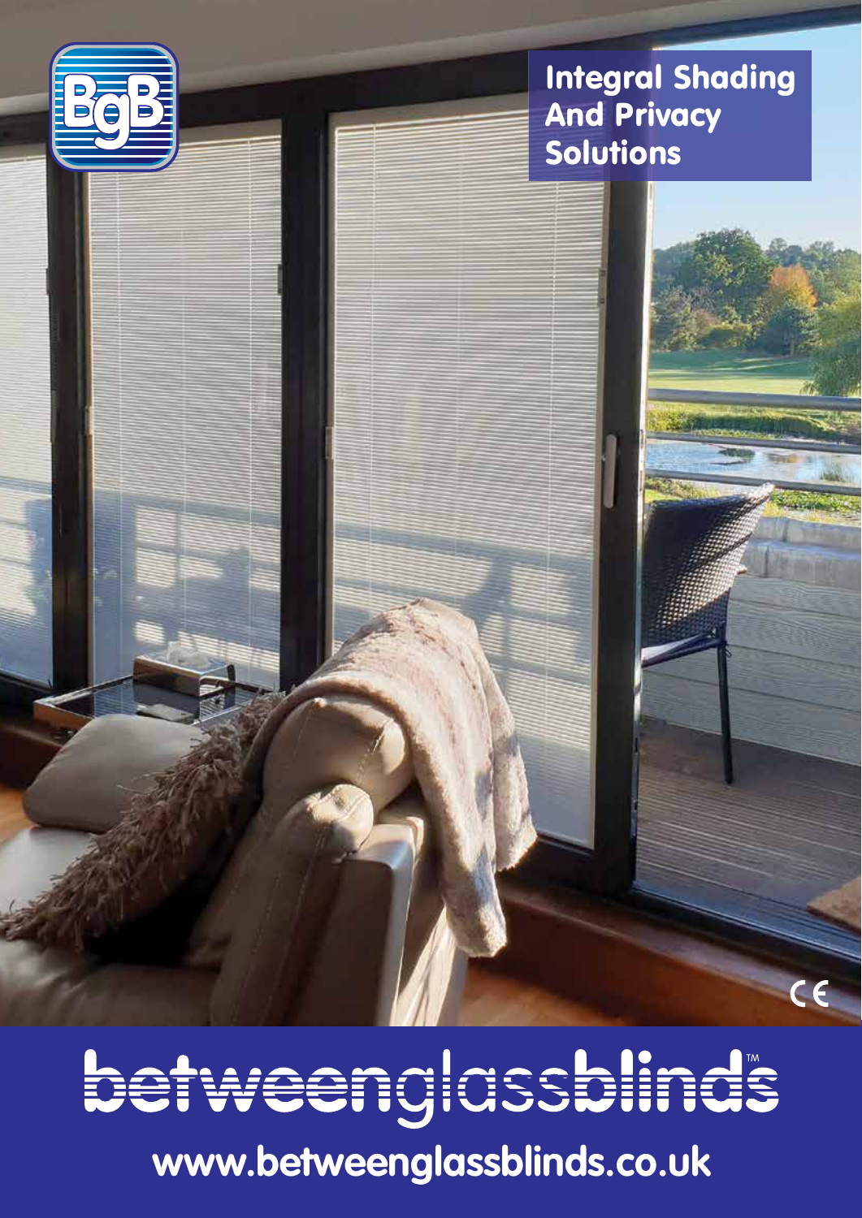BgB

# Integral Shading And Privacy Solutions

CE

# betweenglassblinds™

**www.betweenglassblinds.co.uk**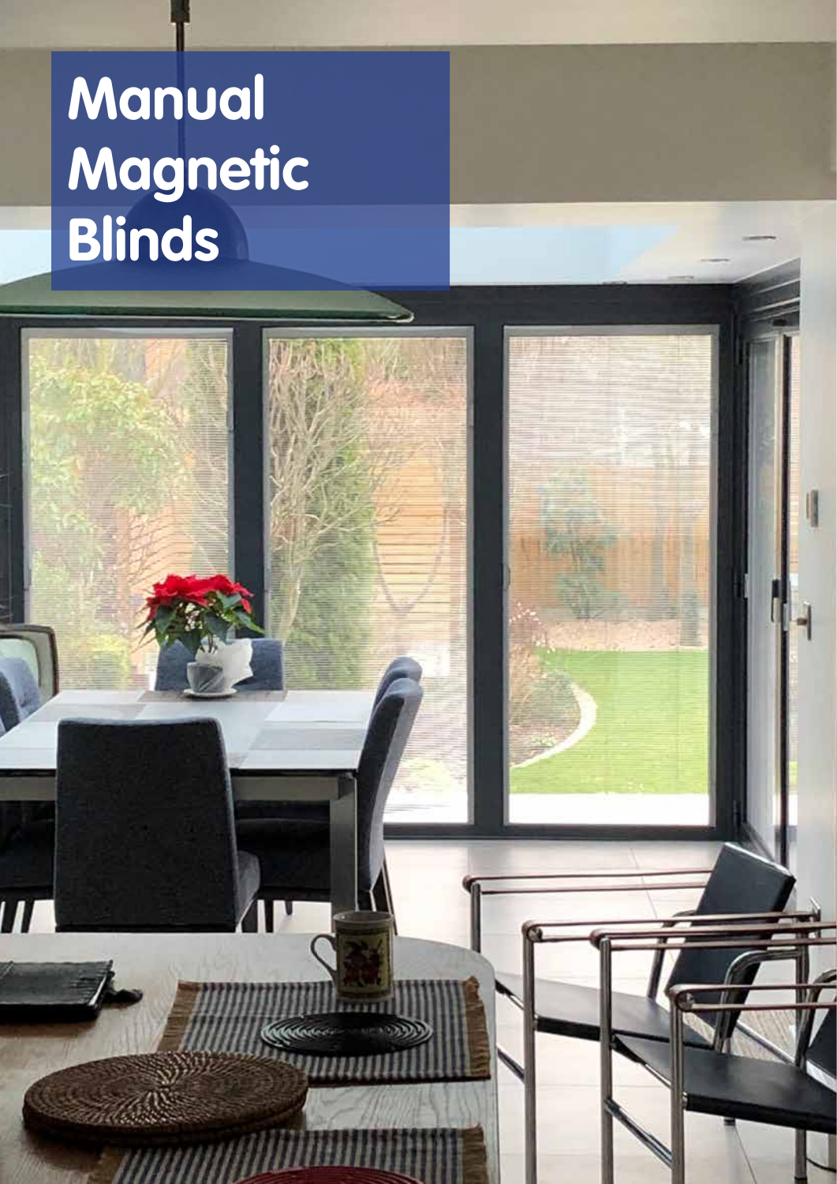# Manual Magnetic Blinds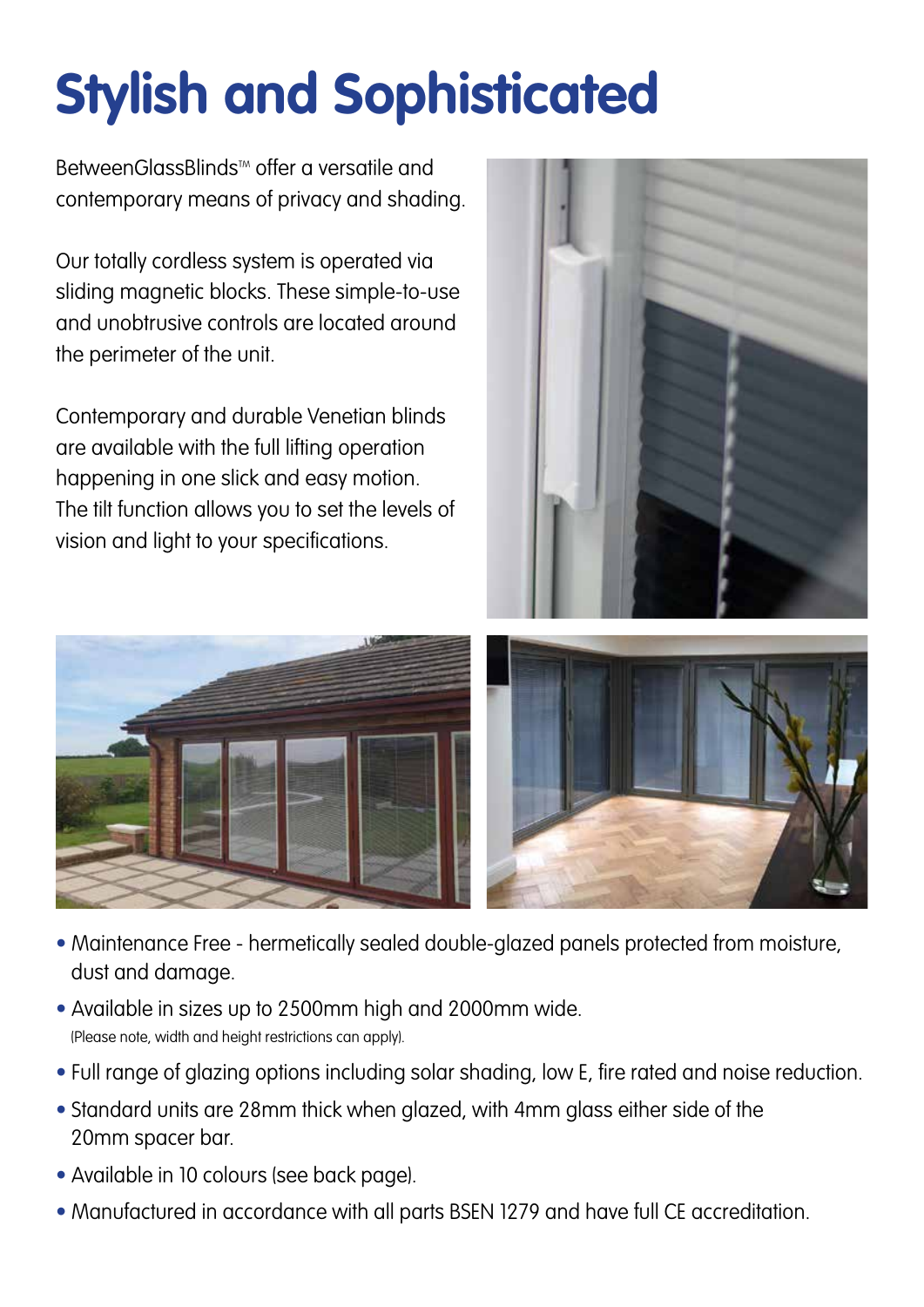# Stylish and Sophisticated

BetweenGlassBlinds™ offer a versatile and contemporary means of privacy and shading.

Our totally cordless system is operated via sliding magnetic blocks. These simple-to-use and unobtrusive controls are located around the perimeter of the unit.

Contemporary and durable Venetian blinds are available with the full lifting operation happening in one slick and easy motion. The tilt function allows you to set the levels of vision and light to your specifications.

- Maintenance Free - hermetically sealed double-glazed panels protected from moisture, dust and damage.
- Available in sizes up to 2500mm high and 2000mm wide.
  (Please note, width and height restrictions can apply).
- Full range of glazing options including solar shading, low E, fire rated and noise reduction.
- Standard units are 28mm thick when glazed, with 4mm glass either side of the 20mm spacer bar.
- Available in 10 colours (see back page).
- Manufactured in accordance with all parts BSEN 1279 and have full CE accreditation.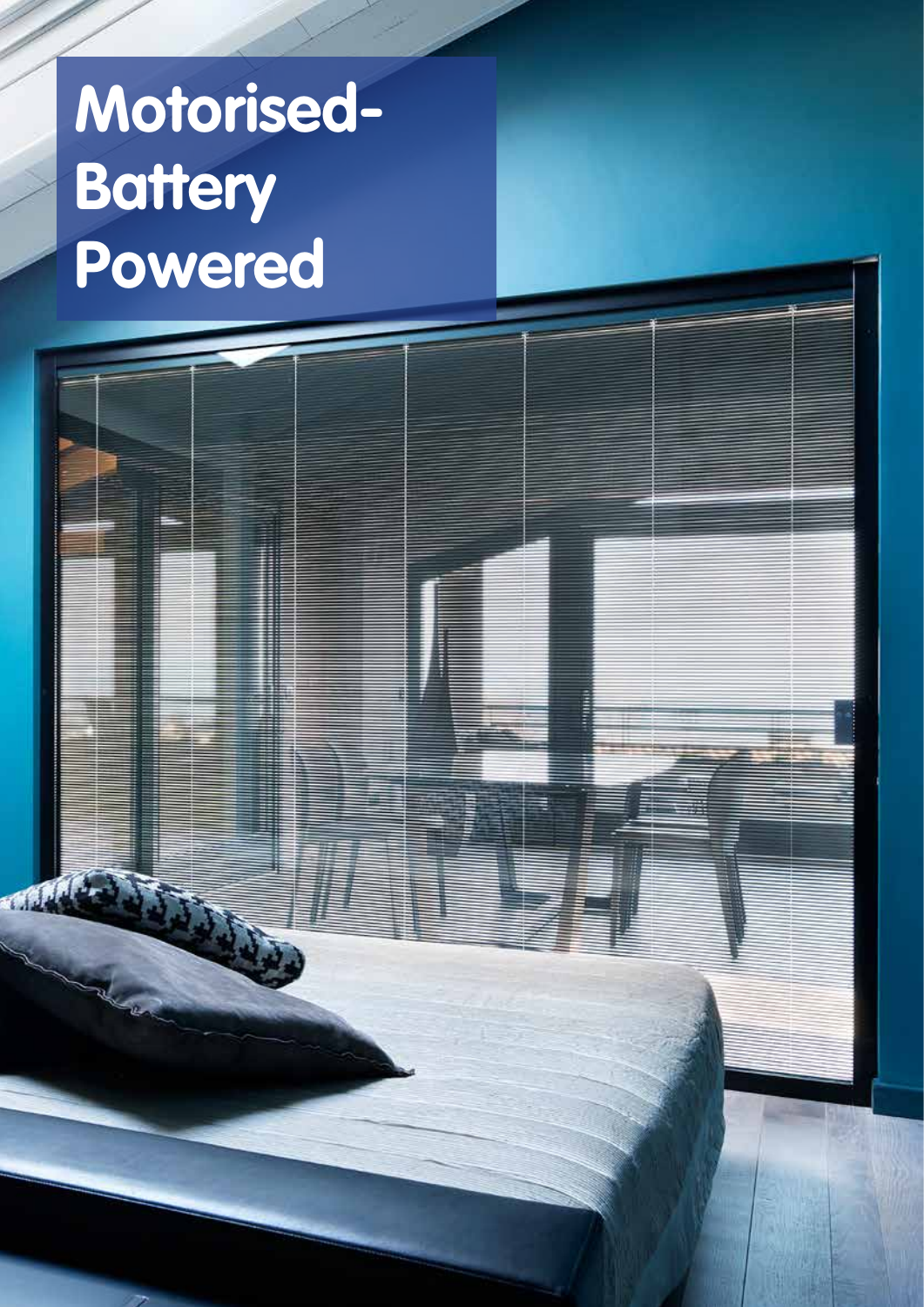# Motorised-Battery Powered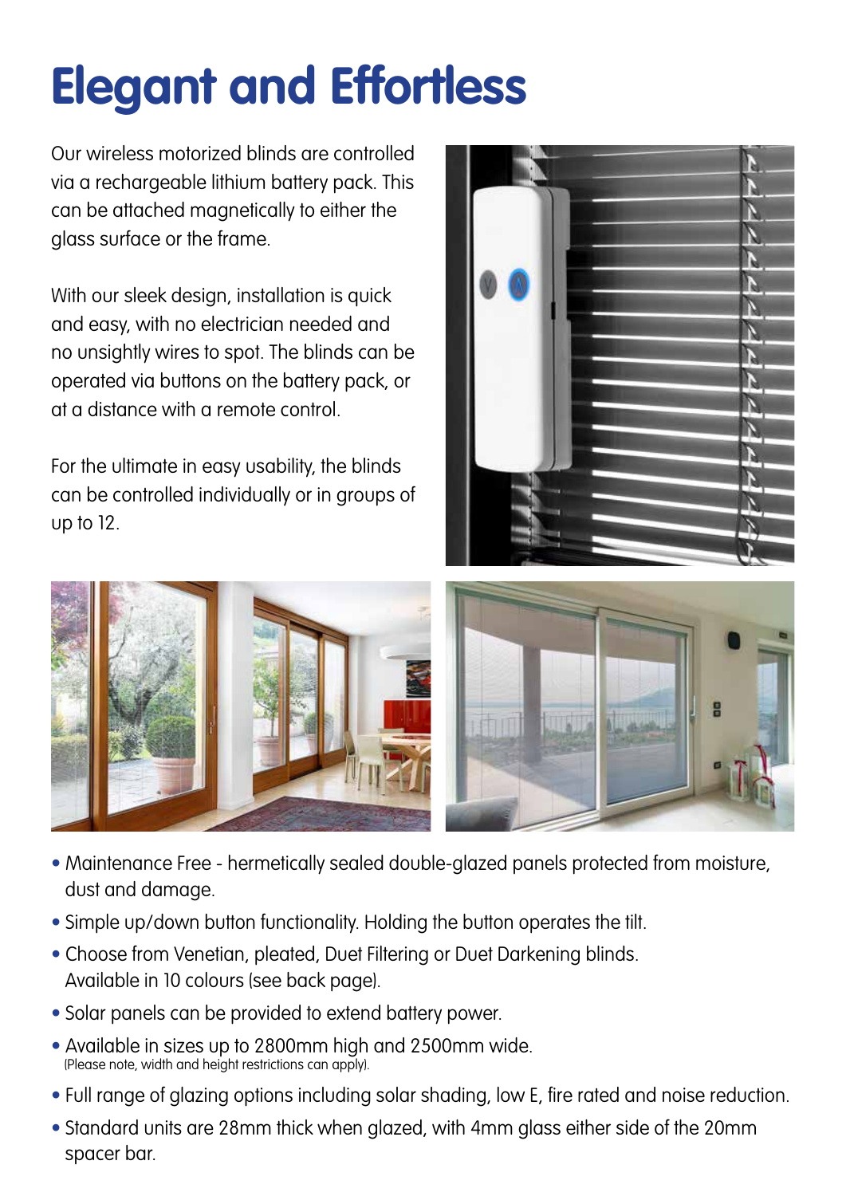# Elegant and Effortless

Our wireless motorized blinds are controlled via a rechargeable lithium battery pack. This can be attached magnetically to either the glass surface or the frame.

With our sleek design, installation is quick and easy, with no electrician needed and no unsightly wires to spot. The blinds can be operated via buttons on the battery pack, or at a distance with a remote control.

For the ultimate in easy usability, the blinds can be controlled individually or in groups of up to 12.

- Maintenance Free - hermetically sealed double-glazed panels protected from moisture, dust and damage.
- Simple up/down button functionality. Holding the button operates the tilt.
- Choose from Venetian, pleated, Duet Filtering or Duet Darkening blinds. Available in 10 colours (see back page).
- Solar panels can be provided to extend battery power.
- Available in sizes up to 2800mm high and 2500mm wide. (Please note, width and height restrictions can apply).
- Full range of glazing options including solar shading, low E, fire rated and noise reduction.
- Standard units are 28mm thick when glazed, with 4mm glass either side of the 20mm spacer bar.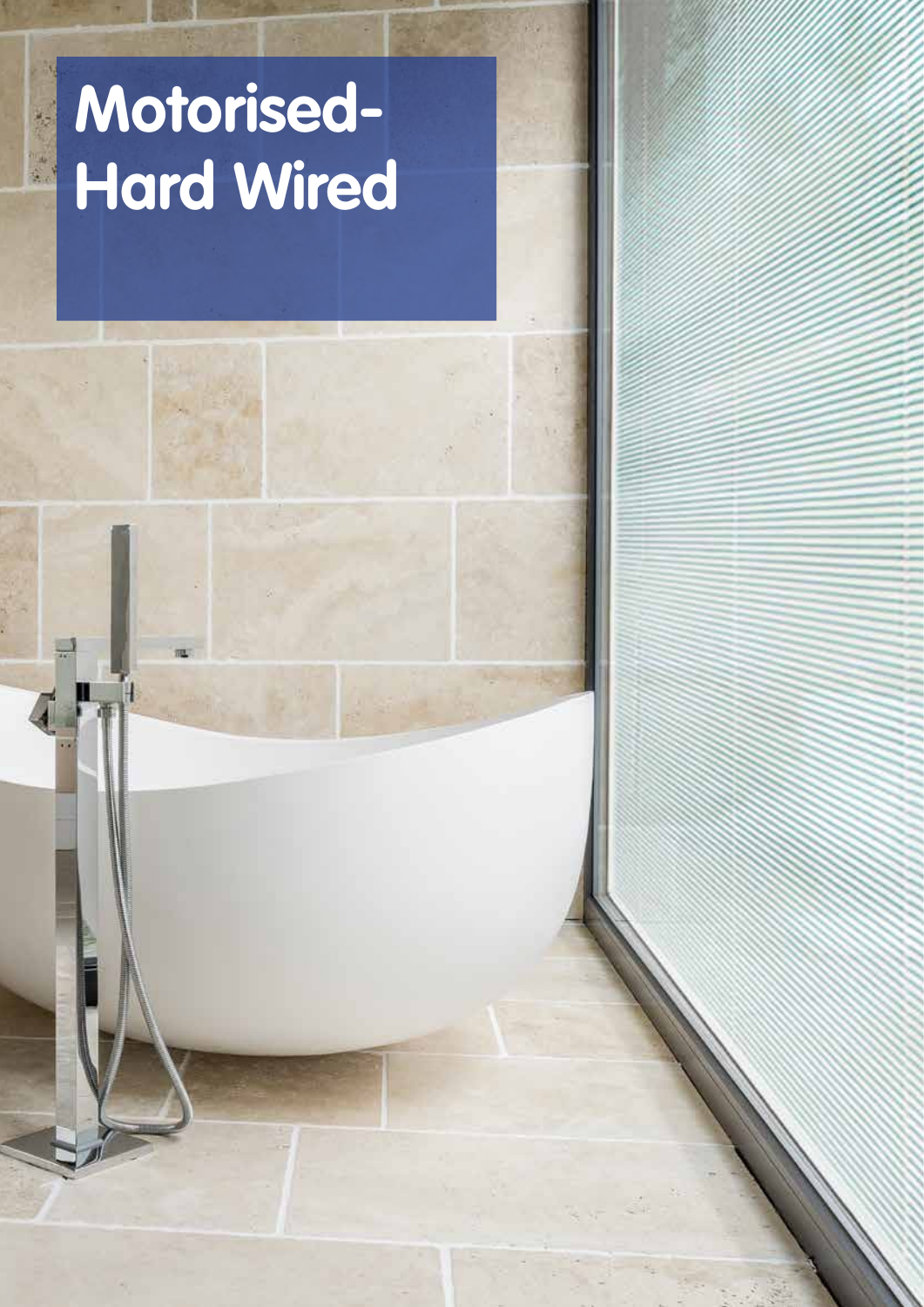# Motorised-Hard Wired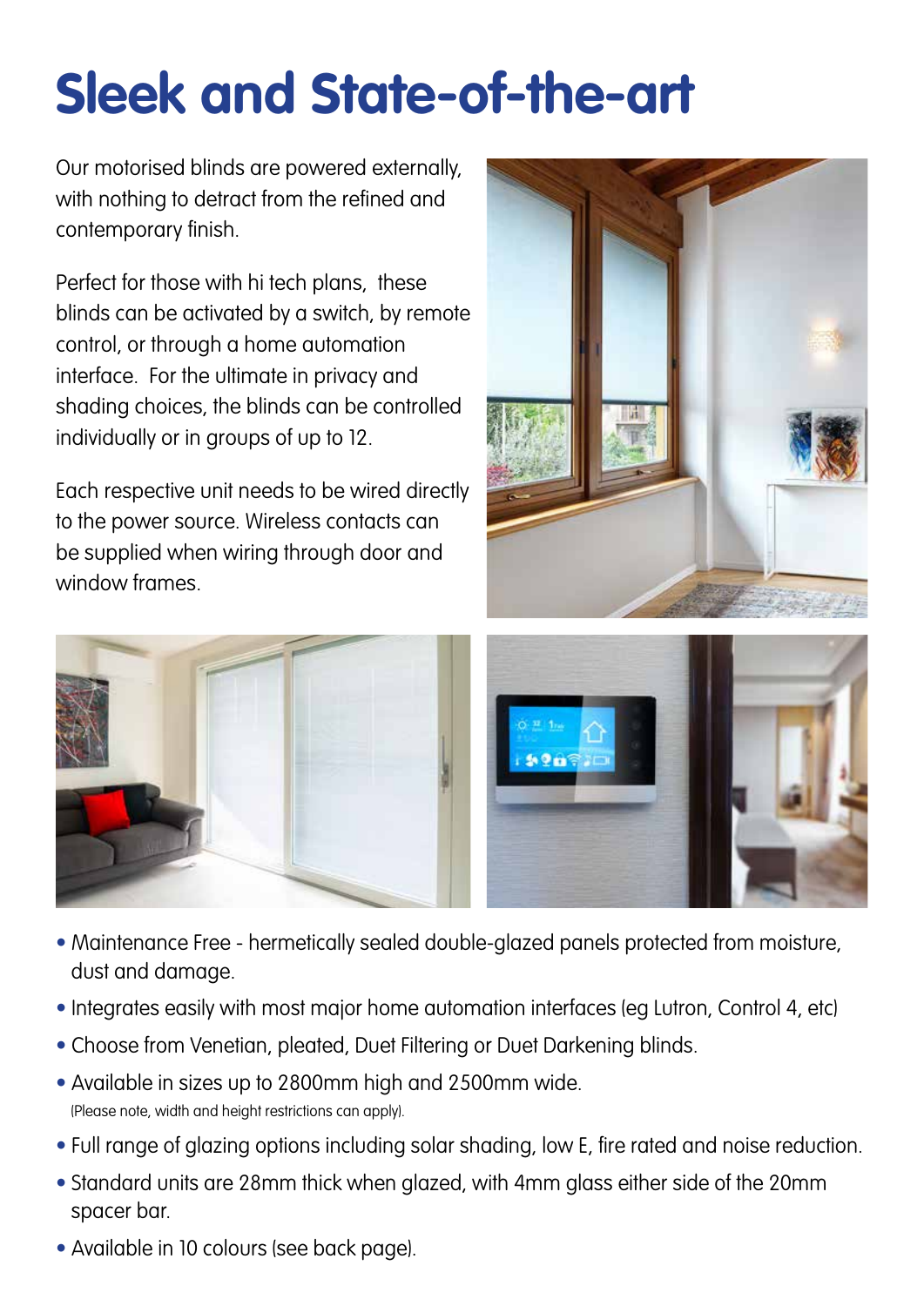# Sleek and State-of-the-art

Our motorised blinds are powered externally, with nothing to detract from the refined and contemporary finish.

Perfect for those with hi tech plans, these blinds can be activated by a switch, by remote control, or through a home automation interface. For the ultimate in privacy and shading choices, the blinds can be controlled individually or in groups of up to 12.

Each respective unit needs to be wired directly to the power source. Wireless contacts can be supplied when wiring through door and window frames.

- Maintenance Free - hermetically sealed double-glazed panels protected from moisture, dust and damage.
- Integrates easily with most major home automation interfaces (eg Lutron, Control 4, etc)
- Choose from Venetian, pleated, Duet Filtering or Duet Darkening blinds.
- Available in sizes up to 2800mm high and 2500mm wide.
  (Please note, width and height restrictions can apply).
- Full range of glazing options including solar shading, low E, fire rated and noise reduction.
- Standard units are 28mm thick when glazed, with 4mm glass either side of the 20mm spacer bar.
- Available in 10 colours (see back page).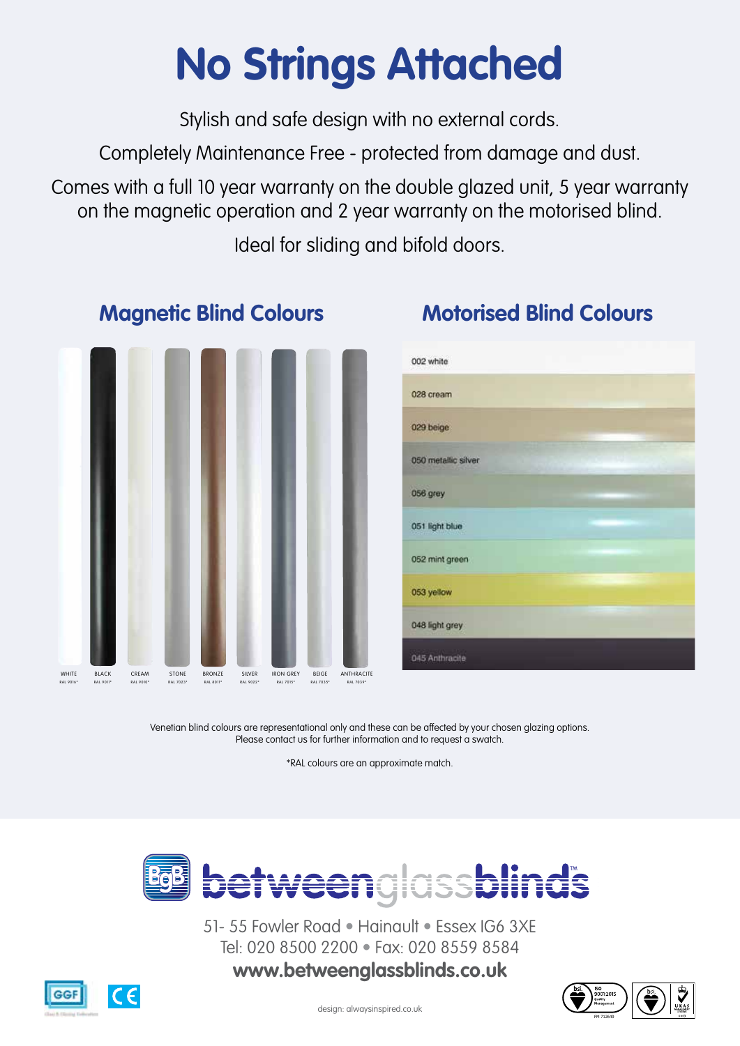# No Strings Attached

Stylish and safe design with no external cords.

Completely Maintenance Free - protected from damage and dust.

Comes with a full 10 year warranty on the double glazed unit, 5 year warranty on the magnetic operation and 2 year warranty on the motorised blind.

Ideal for sliding and bifold doors.

## Magnetic Blind Colours

WHITE
RAL 9016*

BLACK
RAL 9011*

CREAM
RAL 9010*

STONE
RAL 7023*

BRONZE
RAL 8011*

SILVER
RAL 9022*

IRON GREY
RAL 7015*

BEIGE
RAL 7033*

ANTHRACITE
RAL 7039*

## Motorised Blind Colours

002 white

028 cream

029 beige

050 metallic silver

056 grey

051 light blue

052 mint green

053 yellow

048 light grey

045 Anthracite

Venetian blind colours are representational only and these can be affected by your chosen glazing options.
Please contact us for further information and to request a swatch.

*RAL colours are an approximate match.

betweenglassblinds™

51- 55 Fowler Road • Hainault • Essex IG6 3XE
Tel: 020 8500 2200 • Fax: 020 8559 8584

**www.betweenglassblinds.co.uk**

design: alwaysinspired.co.uk